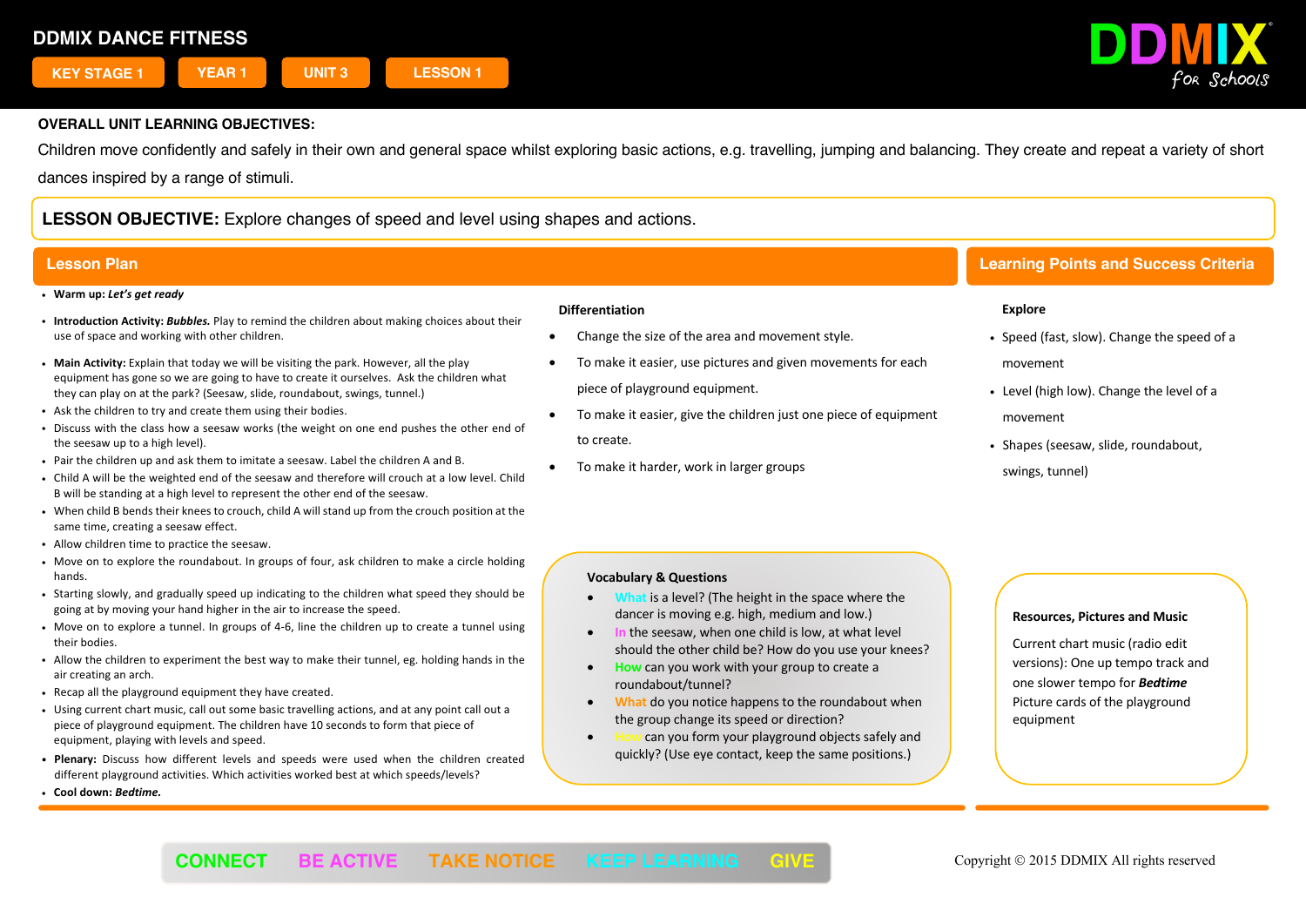# DDMIX DANCE FITNESS

KEY STAGE 1 | YEAR 1 | UNIT 3 | LESSON 1

DDMIX for Schools

**OVERALL UNIT LEARNING OBJECTIVES:**

Children move confidently and safely in their own and general space whilst exploring basic actions, e.g. travelling, jumping and balancing. They create and repeat a variety of short dances inspired by a range of stimuli.

**LESSON OBJECTIVE:** Explore changes of speed and level using shapes and actions.

## Lesson Plan

- **Warm up:** ***Let's get ready***
- **Introduction Activity:** ***Bubbles.*** Play to remind the children about making choices about their use of space and working with other children.
- **Main Activity:** Explain that today we will be visiting the park. However, all the play equipment has gone so we are going to have to create it ourselves. Ask the children what they can play on at the park? (Seesaw, slide, roundabout, swings, tunnel.)
- Ask the children to try and create them using their bodies.
- Discuss with the class how a seesaw works (the weight on one end pushes the other end of the seesaw up to a high level).
- Pair the children up and ask them to imitate a seesaw. Label the children A and B.
- Child A will be the weighted end of the seesaw and therefore will crouch at a low level. Child B will be standing at a high level to represent the other end of the seesaw.
- When child B bends their knees to crouch, child A will stand up from the crouch position at the same time, creating a seesaw effect.
- Allow children time to practice the seesaw.
- Move on to explore the roundabout. In groups of four, ask children to make a circle holding hands.
- Starting slowly, and gradually speed up indicating to the children what speed they should be going at by moving your hand higher in the air to increase the speed.
- Move on to explore a tunnel. In groups of 4-6, line the children up to create a tunnel using their bodies.
- Allow the children to experiment the best way to make their tunnel, eg. holding hands in the air creating an arch.
- Recap all the playground equipment they have created.
- Using current chart music, call out some basic travelling actions, and at any point call out a piece of playground equipment. The children have 10 seconds to form that piece of equipment, playing with levels and speed.
- **Plenary:** Discuss how different levels and speeds were used when the children created different playground activities. Which activities worked best at which speeds/levels?
- **Cool down:** ***Bedtime.***

### Differentiation

- Change the size of the area and movement style.
- To make it easier, use pictures and given movements for each piece of playground equipment.
- To make it easier, give the children just one piece of equipment to create.
- To make it harder, work in larger groups

### Vocabulary & Questions

- What is a level? (The height in the space where the dancer is moving e.g. high, medium and low.)
- In the seesaw, when one child is low, at what level should the other child be? How do you use your knees?
- How can you work with your group to create a roundabout/tunnel?
- What do you notice happens to the roundabout when the group change its speed or direction?
- How can you form your playground objects safely and quickly? (Use eye contact, keep the same positions.)

## Learning Points and Success Criteria

### Explore

- Speed (fast, slow). Change the speed of a movement
- Level (high low). Change the level of a movement
- Shapes (seesaw, slide, roundabout, swings, tunnel)

### Resources, Pictures and Music

Current chart music (radio edit versions): One up tempo track and one slower tempo for ***Bedtime***
Picture cards of the playground equipment

CONNECT | BE ACTIVE | TAKE NOTICE | KEEP LEARNING | GIVE

Copyright © 2015 DDMIX All rights reserved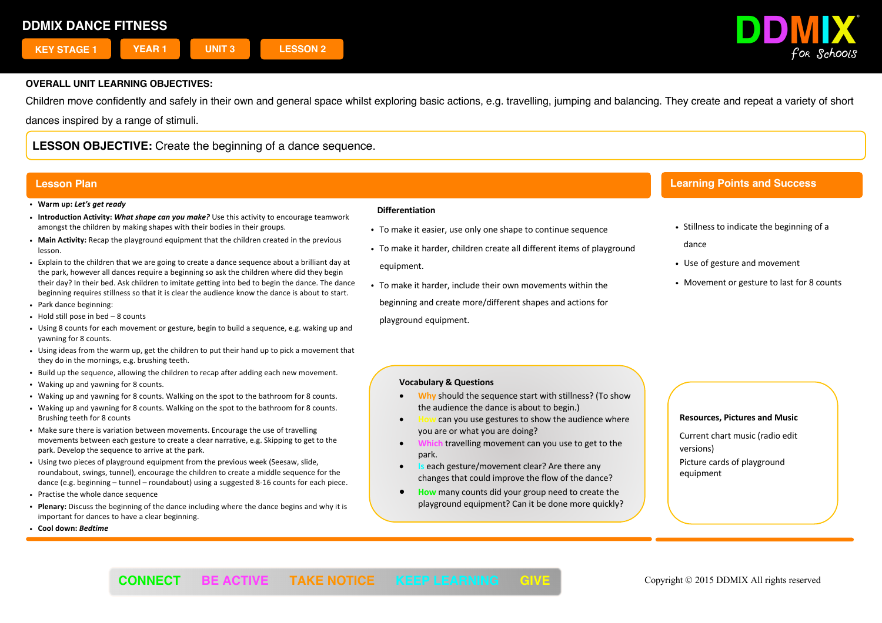# DDMIX DANCE FITNESS

KEY STAGE 1 | YEAR 1 | UNIT 3 | LESSON 2

DDMIX for Schools

**OVERALL UNIT LEARNING OBJECTIVES:**

Children move confidently and safely in their own and general space whilst exploring basic actions, e.g. travelling, jumping and balancing. They create and repeat a variety of short dances inspired by a range of stimuli.

**LESSON OBJECTIVE:** Create the beginning of a dance sequence.

## Lesson Plan

- **Warm up:** ***Let's get ready***
- **Introduction Activity:** ***What shape can you make?*** Use this activity to encourage teamwork amongst the children by making shapes with their bodies in their groups.
- **Main Activity:** Recap the playground equipment that the children created in the previous lesson.
- Explain to the children that we are going to create a dance sequence about a brilliant day at the park, however all dances require a beginning so ask the children where did they begin their day? In their bed. Ask children to imitate getting into bed to begin the dance. The dance beginning requires stillness so that it is clear the audience know the dance is about to start.
- Park dance beginning:
- Hold still pose in bed – 8 counts
- Using 8 counts for each movement or gesture, begin to build a sequence, e.g. waking up and yawning for 8 counts.
- Using ideas from the warm up, get the children to put their hand up to pick a movement that they do in the mornings, e.g. brushing teeth.
- Build up the sequence, allowing the children to recap after adding each new movement.
- Waking up and yawning for 8 counts.
- Waking up and yawning for 8 counts. Walking on the spot to the bathroom for 8 counts.
- Waking up and yawning for 8 counts. Walking on the spot to the bathroom for 8 counts. Brushing teeth for 8 counts
- Make sure there is variation between movements. Encourage the use of travelling movements between each gesture to create a clear narrative, e.g. Skipping to get to the park. Develop the sequence to arrive at the park.
- Using two pieces of playground equipment from the previous week (Seesaw, slide, roundabout, swings, tunnel), encourage the children to create a middle sequence for the dance (e.g. beginning – tunnel – roundabout) using a suggested 8-16 counts for each piece.
- Practise the whole dance sequence
- **Plenary:** Discuss the beginning of the dance including where the dance begins and why it is important for dances to have a clear beginning.
- **Cool down:** ***Bedtime***

### Differentiation

- To make it easier, use only one shape to continue sequence
- To make it harder, children create all different items of playground equipment.
- To make it harder, include their own movements within the beginning and create more/different shapes and actions for playground equipment.

### Vocabulary & Questions

- **Why** should the sequence start with stillness? (To show the audience the dance is about to begin.)
- **How** can you use gestures to show the audience where you are or what you are doing?
- **Which** travelling movement can you use to get to the park.
- **Is** each gesture/movement clear? Are there any changes that could improve the flow of the dance?
- **How** many counts did your group need to create the playground equipment? Can it be done more quickly?

## Learning Points and Success

- Stillness to indicate the beginning of a dance
- Use of gesture and movement
- Movement or gesture to last for 8 counts

### Resources, Pictures and Music

Current chart music (radio edit versions)

Picture cards of playground equipment

CONNECT | BE ACTIVE | TAKE NOTICE | KEEP LEARNING | GIVE

Copyright © 2015 DDMIX All rights reserved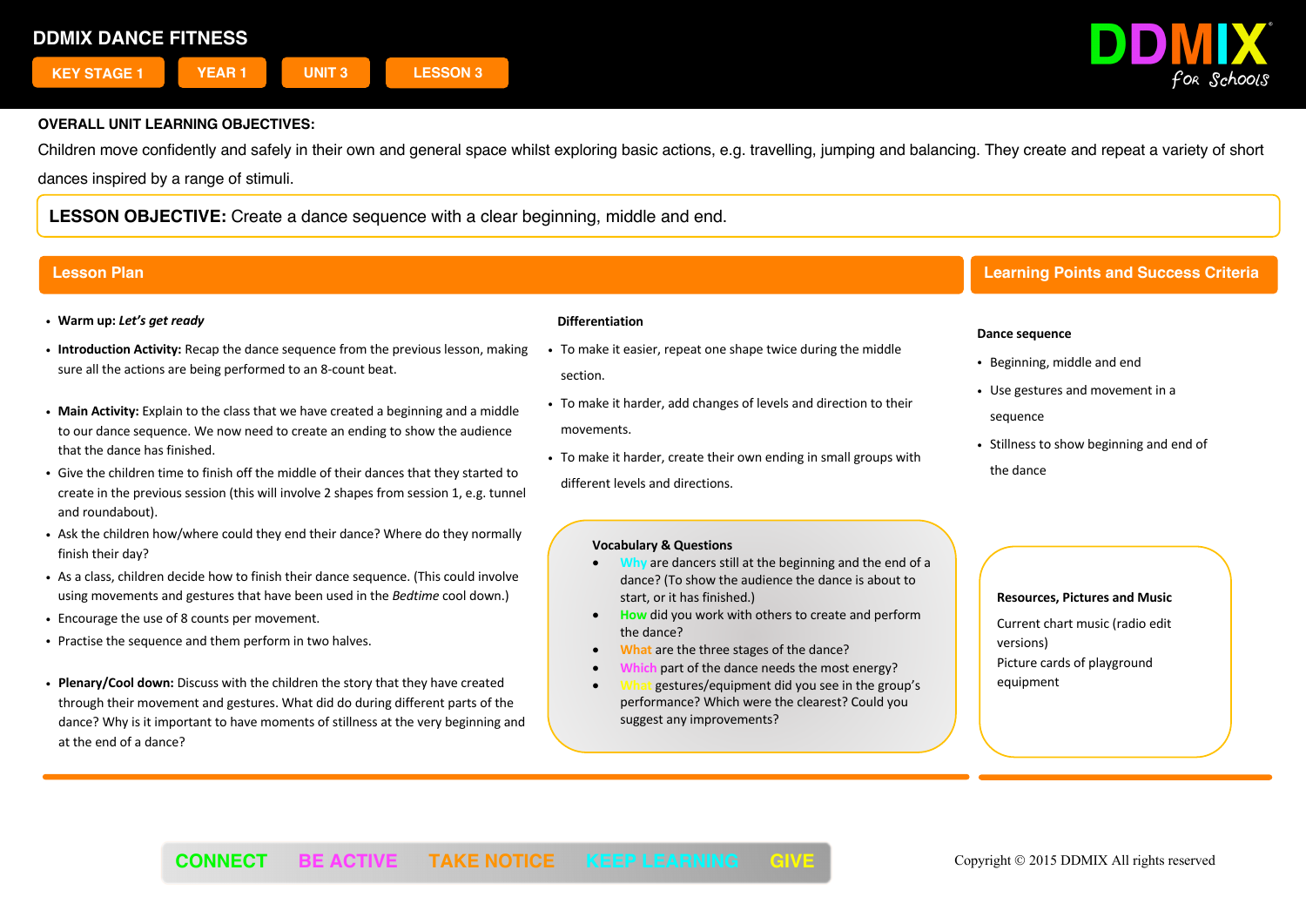# DDMIX DANCE FITNESS

KEY STAGE 1 | YEAR 1 | UNIT 3 | LESSON 3

DDMIX for Schools

**OVERALL UNIT LEARNING OBJECTIVES:**

Children move confidently and safely in their own and general space whilst exploring basic actions, e.g. travelling, jumping and balancing. They create and repeat a variety of short dances inspired by a range of stimuli.

**LESSON OBJECTIVE:** Create a dance sequence with a clear beginning, middle and end.

## Lesson Plan

- **Warm up:** ***Let's get ready***
- **Introduction Activity:** Recap the dance sequence from the previous lesson, making sure all the actions are being performed to an 8-count beat.

- **Main Activity:** Explain to the class that we have created a beginning and a middle to our dance sequence. We now need to create an ending to show the audience that the dance has finished.
- Give the children time to finish off the middle of their dances that they started to create in the previous session (this will involve 2 shapes from session 1, e.g. tunnel and roundabout).
- Ask the children how/where could they end their dance? Where do they normally finish their day?
- As a class, children decide how to finish their dance sequence. (This could involve using movements and gestures that have been used in the *Bedtime* cool down.)
- Encourage the use of 8 counts per movement.
- Practise the sequence and them perform in two halves.

- **Plenary/Cool down:** Discuss with the children the story that they have created through their movement and gestures. What did do during different parts of the dance? Why is it important to have moments of stillness at the very beginning and at the end of a dance?

**Differentiation**

- To make it easier, repeat one shape twice during the middle section.
- To make it harder, add changes of levels and direction to their movements.
- To make it harder, create their own ending in small groups with different levels and directions.

**Vocabulary & Questions**

- Why are dancers still at the beginning and the end of a dance? (To show the audience the dance is about to start, or it has finished.)
- How did you work with others to create and perform the dance?
- What are the three stages of the dance?
- Which part of the dance needs the most energy?
- What gestures/equipment did you see in the group's performance? Which were the clearest? Could you suggest any improvements?

## Learning Points and Success Criteria

**Dance sequence**

- Beginning, middle and end
- Use gestures and movement in a sequence
- Stillness to show beginning and end of the dance

**Resources, Pictures and Music**

Current chart music (radio edit versions)

Picture cards of playground equipment

CONNECT | BE ACTIVE | TAKE NOTICE | KEEP LEARNING | GIVE

Copyright © 2015 DDMIX All rights reserved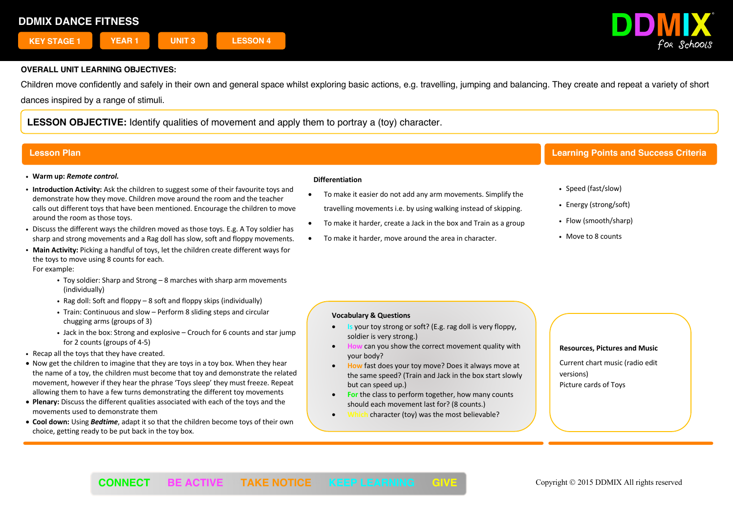# DDMIX DANCE FITNESS

**KEY STAGE 1** | **YEAR 1** | **UNIT 3** | **LESSON 4**

DDMIX for Schools

**OVERALL UNIT LEARNING OBJECTIVES:**

Children move confidently and safely in their own and general space whilst exploring basic actions, e.g. travelling, jumping and balancing. They create and repeat a variety of short dances inspired by a range of stimuli.

**LESSON OBJECTIVE:** Identify qualities of movement and apply them to portray a (toy) character.

## Lesson Plan

- **Warm up:** ***Remote control.***
- **Introduction Activity:** Ask the children to suggest some of their favourite toys and demonstrate how they move. Children move around the room and the teacher calls out different toys that have been mentioned. Encourage the children to move around the room as those toys.
- Discuss the different ways the children moved as those toys. E.g. A Toy soldier has sharp and strong movements and a Rag doll has slow, soft and floppy movements.
- **Main Activity:** Picking a handful of toys, let the children create different ways for the toys to move using 8 counts for each.
  For example:
  - Toy soldier: Sharp and Strong – 8 marches with sharp arm movements (individually)
  - Rag doll: Soft and floppy – 8 soft and floppy skips (individually)
  - Train: Continuous and slow – Perform 8 sliding steps and circular chugging arms (groups of 3)
  - Jack in the box: Strong and explosive – Crouch for 6 counts and star jump for 2 counts (groups of 4-5)
- Recap all the toys that they have created.
- Now get the children to imagine that they are toys in a toy box. When they hear the name of a toy, the children must become that toy and demonstrate the related movement, however if they hear the phrase 'Toys sleep' they must freeze. Repeat allowing them to have a few turns demonstrating the different toy movements
- **Plenary:** Discuss the different qualities associated with each of the toys and the movements used to demonstrate them
- **Cool down:** Using ***Bedtime***, adapt it so that the children become toys of their own choice, getting ready to be put back in the toy box.

### Differentiation

- To make it easier do not add any arm movements. Simplify the travelling movements i.e. by using walking instead of skipping.
- To make it harder, create a Jack in the box and Train as a group
- To make it harder, move around the area in character.

### Vocabulary & Questions

- Is your toy strong or soft? (E.g. rag doll is very floppy, soldier is very strong.)
- How can you show the correct movement quality with your body?
- How fast does your toy move? Does it always move at the same speed? (Train and Jack in the box start slowly but can speed up.)
- For the class to perform together, how many counts should each movement last for? (8 counts.)
- Which character (toy) was the most believable?

## Learning Points and Success Criteria

- Speed (fast/slow)
- Energy (strong/soft)
- Flow (smooth/sharp)
- Move to 8 counts

### Resources, Pictures and Music

Current chart music (radio edit versions)

Picture cards of Toys

CONNECT | BE ACTIVE | TAKE NOTICE | KEEP LEARNING | GIVE

Copyright © 2015 DDMIX All rights reserved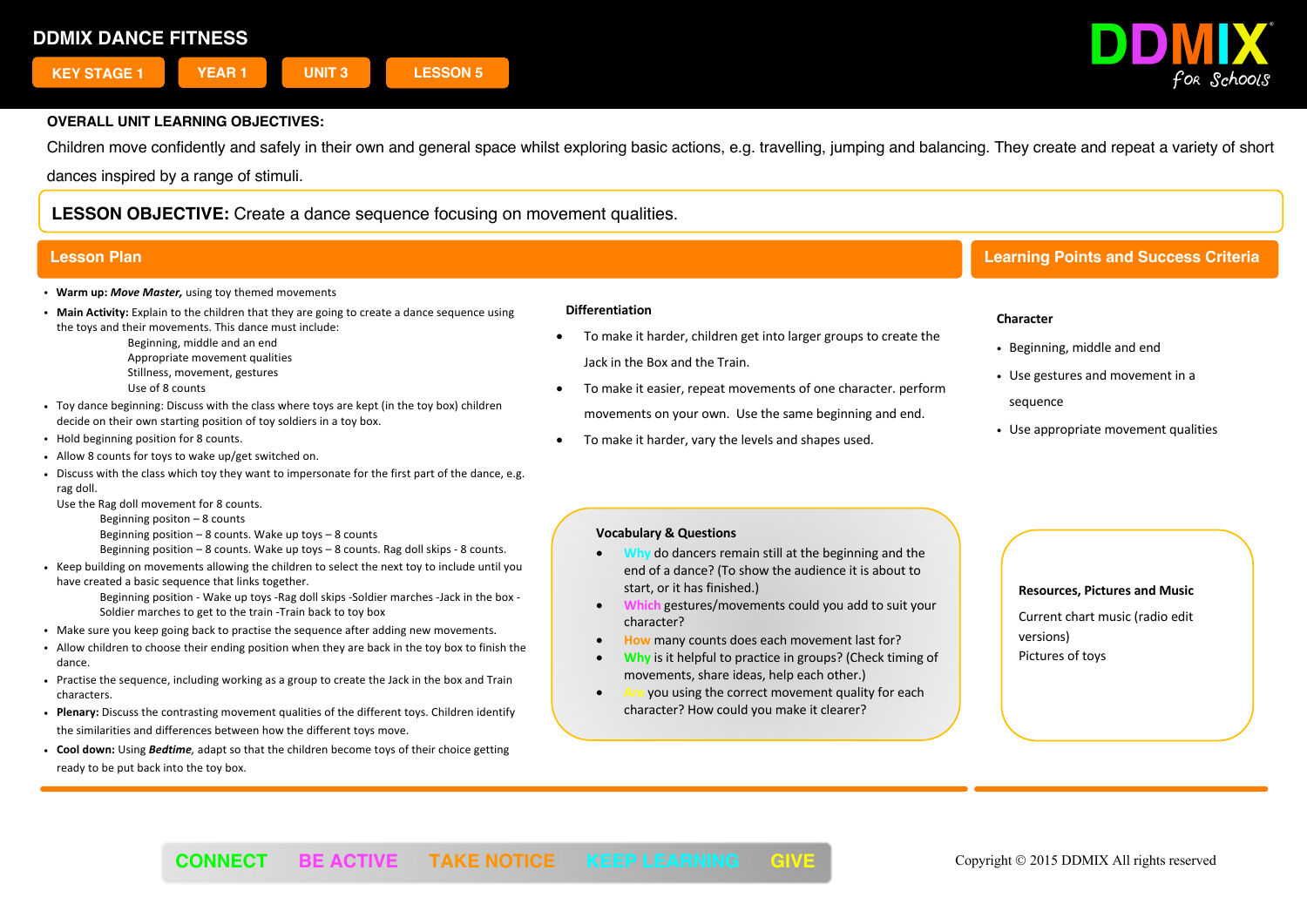# DDMIX DANCE FITNESS

KEY STAGE 1 | YEAR 1 | UNIT 3 | LESSON 5

**OVERALL UNIT LEARNING OBJECTIVES:**

Children move confidently and safely in their own and general space whilst exploring basic actions, e.g. travelling, jumping and balancing. They create and repeat a variety of short dances inspired by a range of stimuli.

**LESSON OBJECTIVE:** Create a dance sequence focusing on movement qualities.

## Lesson Plan

- **Warm up:** ***Move Master,*** using toy themed movements
- **Main Activity:** Explain to the children that they are going to create a dance sequence using the toys and their movements. This dance must include:
  - Beginning, middle and an end
  - Appropriate movement qualities
  - Stillness, movement, gestures
  - Use of 8 counts
- Toy dance beginning: Discuss with the class where toys are kept (in the toy box) children decide on their own starting position of toy soldiers in a toy box.
- Hold beginning position for 8 counts.
- Allow 8 counts for toys to wake up/get switched on.
- Discuss with the class which toy they want to impersonate for the first part of the dance, e.g. rag doll.

  Use the Rag doll movement for 8 counts.
  - Beginning positon – 8 counts
  - Beginning position – 8 counts. Wake up toys – 8 counts
  - Beginning position – 8 counts. Wake up toys – 8 counts. Rag doll skips - 8 counts.
- Keep building on movements allowing the children to select the next toy to include until you have created a basic sequence that links together.
  - Beginning position - Wake up toys -Rag doll skips -Soldier marches -Jack in the box -Soldier marches to get to the train -Train back to toy box
- Make sure you keep going back to practise the sequence after adding new movements.
- Allow children to choose their ending position when they are back in the toy box to finish the dance.
- Practise the sequence, including working as a group to create the Jack in the box and Train characters.
- **Plenary:** Discuss the contrasting movement qualities of the different toys. Children identify the similarities and differences between how the different toys move.
- **Cool down:** Using ***Bedtime***, adapt so that the children become toys of their choice getting ready to be put back into the toy box.

### Differentiation

- To make it harder, children get into larger groups to create the Jack in the Box and the Train.
- To make it easier, repeat movements of one character. perform movements on your own. Use the same beginning and end.
- To make it harder, vary the levels and shapes used.

### Vocabulary & Questions

- Why do dancers remain still at the beginning and the end of a dance? (To show the audience it is about to start, or it has finished.)
- Which gestures/movements could you add to suit your character?
- How many counts does each movement last for?
- Why is it helpful to practice in groups? (Check timing of movements, share ideas, help each other.)
- Are you using the correct movement quality for each character? How could you make it clearer?

## Learning Points and Success Criteria

**Character**

- Beginning, middle and end
- Use gestures and movement in a sequence
- Use appropriate movement qualities

**Resources, Pictures and Music**

Current chart music (radio edit versions)

Pictures of toys

CONNECT | BE ACTIVE | TAKE NOTICE | KEEP LEARNING | GIVE

Copyright © 2015 DDMIX All rights reserved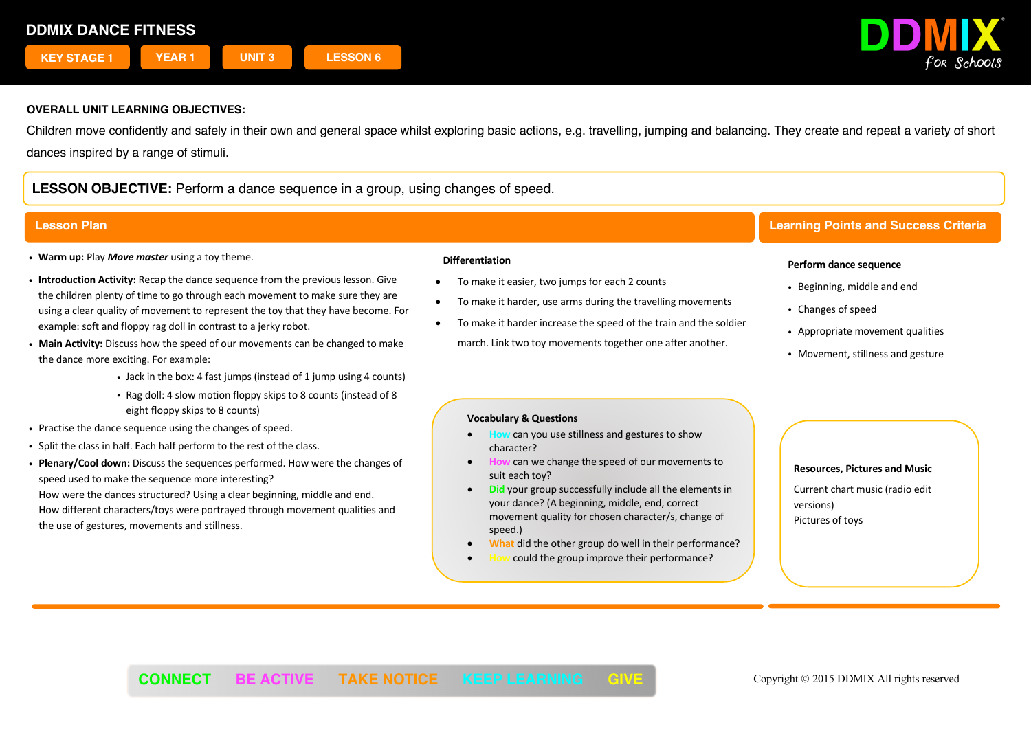# DDMIX DANCE FITNESS

KEY STAGE 1 | YEAR 1 | UNIT 3 | LESSON 6

**OVERALL UNIT LEARNING OBJECTIVES:**

Children move confidently and safely in their own and general space whilst exploring basic actions, e.g. travelling, jumping and balancing. They create and repeat a variety of short dances inspired by a range of stimuli.

**LESSON OBJECTIVE:** Perform a dance sequence in a group, using changes of speed.

## Lesson Plan

- **Warm up:** Play ***Move master*** using a toy theme.
- **Introduction Activity:** Recap the dance sequence from the previous lesson. Give the children plenty of time to go through each movement to make sure they are using a clear quality of movement to represent the toy that they have become. For example: soft and floppy rag doll in contrast to a jerky robot.
- **Main Activity:** Discuss how the speed of our movements can be changed to make the dance more exciting. For example:
  - Jack in the box: 4 fast jumps (instead of 1 jump using 4 counts)
  - Rag doll: 4 slow motion floppy skips to 8 counts (instead of 8 eight floppy skips to 8 counts)
- Practise the dance sequence using the changes of speed.
- Split the class in half. Each half perform to the rest of the class.
- **Plenary/Cool down:** Discuss the sequences performed. How were the changes of speed used to make the sequence more interesting?
  How were the dances structured? Using a clear beginning, middle and end.
  How different characters/toys were portrayed through movement qualities and the use of gestures, movements and stillness.

**Differentiation**

- To make it easier, two jumps for each 2 counts
- To make it harder, use arms during the travelling movements
- To make it harder increase the speed of the train and the soldier march. Link two toy movements together one after another.

**Vocabulary & Questions**

- How can you use stillness and gestures to show character?
- How can we change the speed of our movements to suit each toy?
- Did your group successfully include all the elements in your dance? (A beginning, middle, end, correct movement quality for chosen character/s, change of speed.)
- What did the other group do well in their performance?
- How could the group improve their performance?

## Learning Points and Success Criteria

**Perform dance sequence**

- Beginning, middle and end
- Changes of speed
- Appropriate movement qualities
- Movement, stillness and gesture

**Resources, Pictures and Music**

Current chart music (radio edit versions)
Pictures of toys

CONNECT BE ACTIVE TAKE NOTICE KEEP LEARNING GIVE

Copyright © 2015 DDMIX All rights reserved